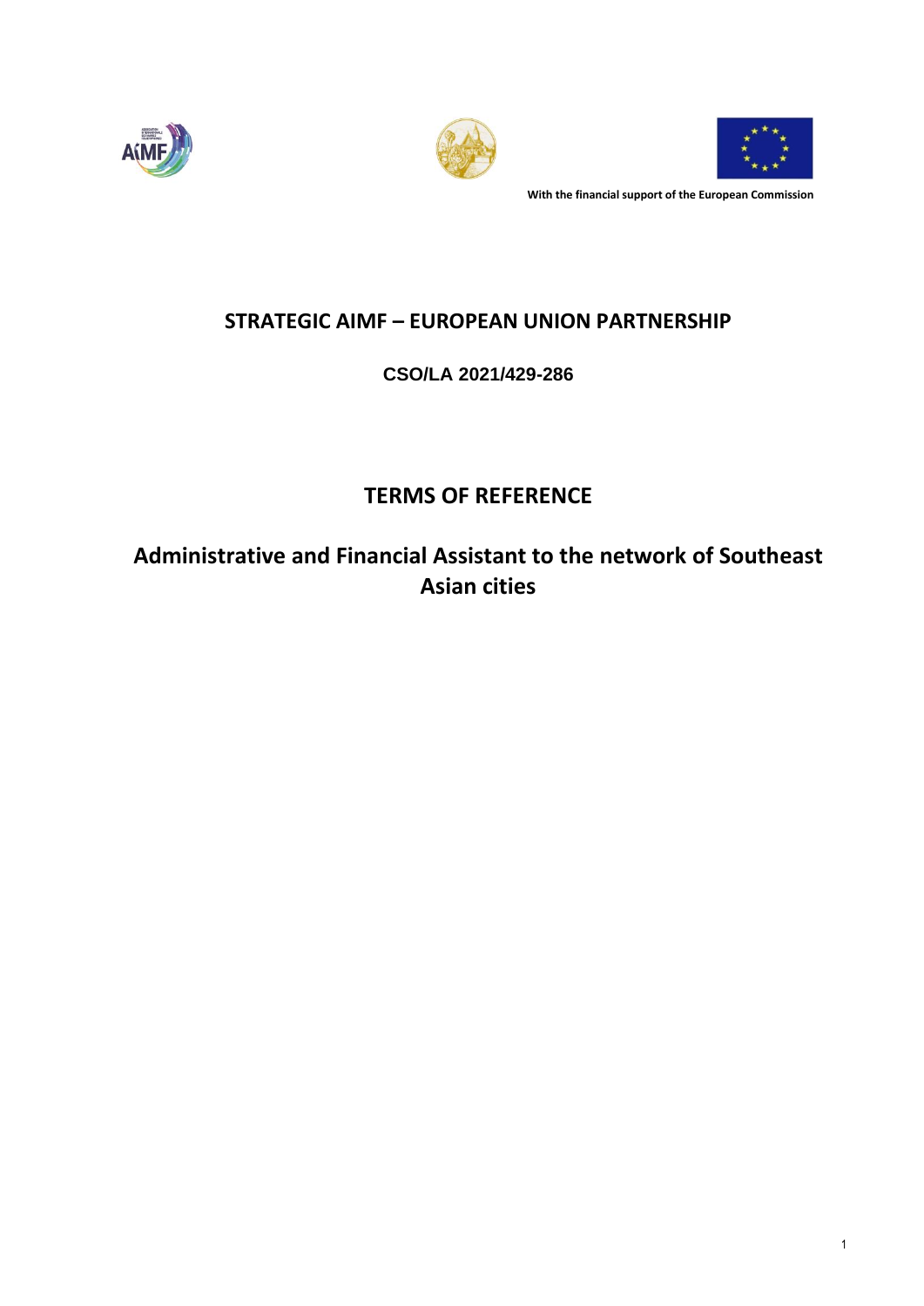With the financial support of the European Commission

# STRATEGIC AIMF – EUROPEAN UNION PARTNERSHIP

**CSO/LA 2021/429-286**

## TERMS OF REFERENCE

## Administrative and Financial Assistant to the network of Southeast Asian cities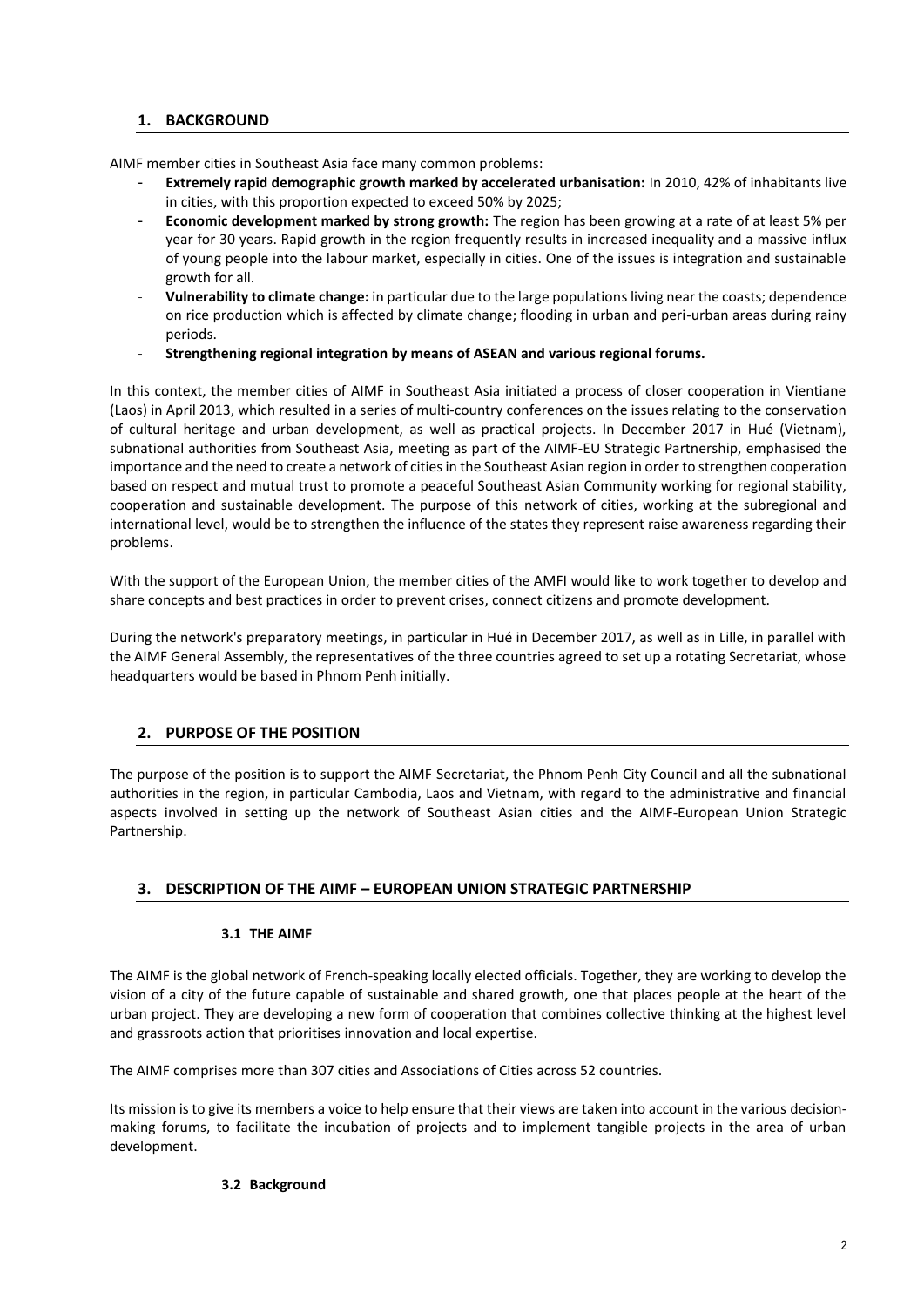## 1. BACKGROUND

AIMF member cities in Southeast Asia face many common problems:

- **Extremely rapid demographic growth marked by accelerated urbanisation:** In 2010, 42% of inhabitants live in cities, with this proportion expected to exceed 50% by 2025;
- **Economic development marked by strong growth:** The region has been growing at a rate of at least 5% per year for 30 years. Rapid growth in the region frequently results in increased inequality and a massive influx of young people into the labour market, especially in cities. One of the issues is integration and sustainable growth for all.
- **Vulnerability to climate change:** in particular due to the large populations living near the coasts; dependence on rice production which is affected by climate change; flooding in urban and peri-urban areas during rainy periods.
- **Strengthening regional integration by means of ASEAN and various regional forums.**

In this context, the member cities of AIMF in Southeast Asia initiated a process of closer cooperation in Vientiane (Laos) in April 2013, which resulted in a series of multi-country conferences on the issues relating to the conservation of cultural heritage and urban development, as well as practical projects. In December 2017 in Hué (Vietnam), subnational authorities from Southeast Asia, meeting as part of the AIMF-EU Strategic Partnership, emphasised the importance and the need to create a network of cities in the Southeast Asian region in order to strengthen cooperation based on respect and mutual trust to promote a peaceful Southeast Asian Community working for regional stability, cooperation and sustainable development. The purpose of this network of cities, working at the subregional and international level, would be to strengthen the influence of the states they represent raise awareness regarding their problems.

With the support of the European Union, the member cities of the AMFI would like to work together to develop and share concepts and best practices in order to prevent crises, connect citizens and promote development.

During the network's preparatory meetings, in particular in Hué in December 2017, as well as in Lille, in parallel with the AIMF General Assembly, the representatives of the three countries agreed to set up a rotating Secretariat, whose headquarters would be based in Phnom Penh initially.

## 2. PURPOSE OF THE POSITION

The purpose of the position is to support the AIMF Secretariat, the Phnom Penh City Council and all the subnational authorities in the region, in particular Cambodia, Laos and Vietnam, with regard to the administrative and financial aspects involved in setting up the network of Southeast Asian cities and the AIMF-European Union Strategic Partnership.

## 3. DESCRIPTION OF THE AIMF – EUROPEAN UNION STRATEGIC PARTNERSHIP

### 3.1 THE AIMF

The AIMF is the global network of French-speaking locally elected officials. Together, they are working to develop the vision of a city of the future capable of sustainable and shared growth, one that places people at the heart of the urban project. They are developing a new form of cooperation that combines collective thinking at the highest level and grassroots action that prioritises innovation and local expertise.

The AIMF comprises more than 307 cities and Associations of Cities across 52 countries.

Its mission is to give its members a voice to help ensure that their views are taken into account in the various decision-making forums, to facilitate the incubation of projects and to implement tangible projects in the area of urban development.

### 3.2 Background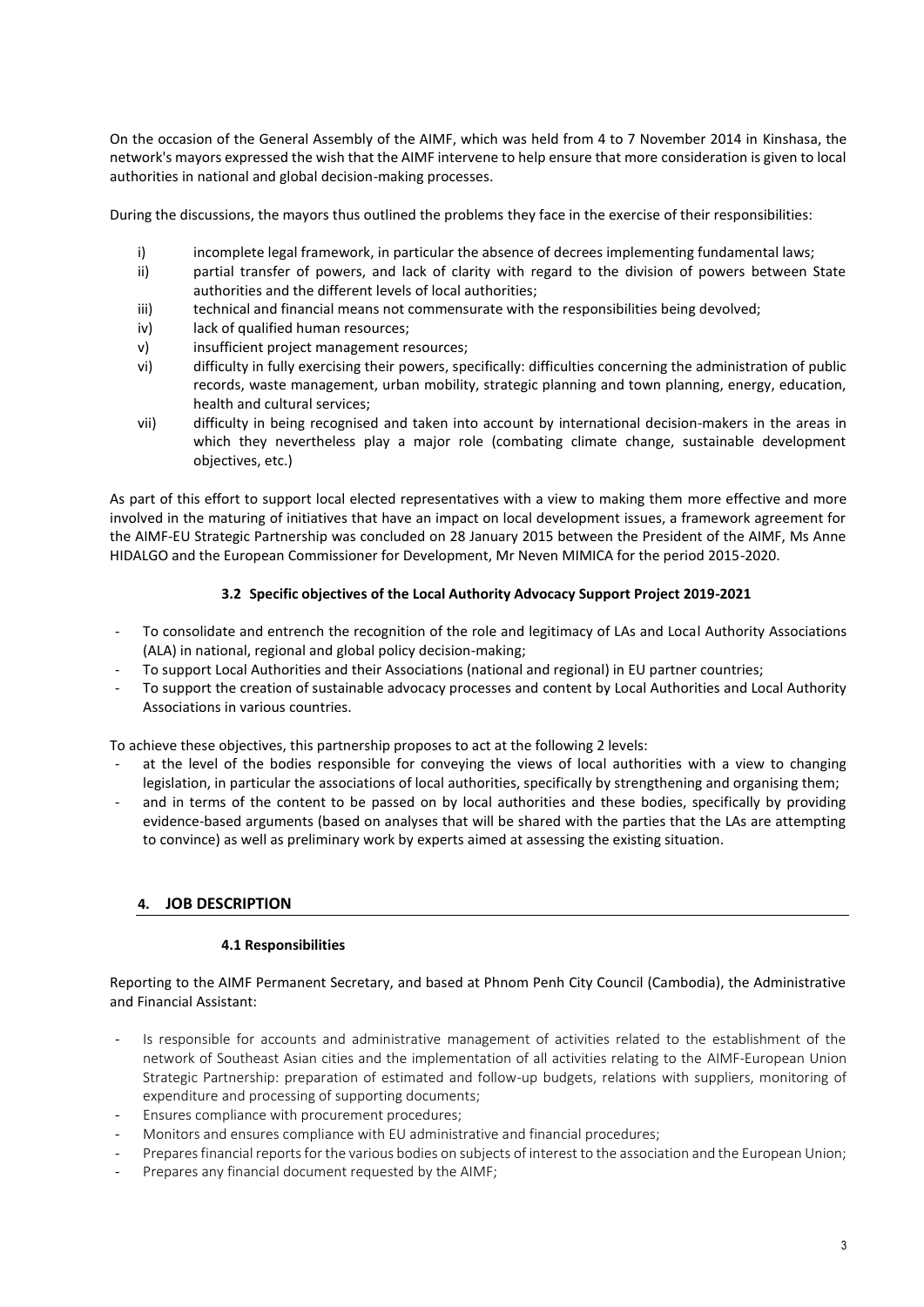On the occasion of the General Assembly of the AIMF, which was held from 4 to 7 November 2014 in Kinshasa, the network's mayors expressed the wish that the AIMF intervene to help ensure that more consideration is given to local authorities in national and global decision-making processes.

During the discussions, the mayors thus outlined the problems they face in the exercise of their responsibilities:

i) incomplete legal framework, in particular the absence of decrees implementing fundamental laws;
ii) partial transfer of powers, and lack of clarity with regard to the division of powers between State authorities and the different levels of local authorities;
iii) technical and financial means not commensurate with the responsibilities being devolved;
iv) lack of qualified human resources;
v) insufficient project management resources;
vi) difficulty in fully exercising their powers, specifically: difficulties concerning the administration of public records, waste management, urban mobility, strategic planning and town planning, energy, education, health and cultural services;
vii) difficulty in being recognised and taken into account by international decision-makers in the areas in which they nevertheless play a major role (combating climate change, sustainable development objectives, etc.)

As part of this effort to support local elected representatives with a view to making them more effective and more involved in the maturing of initiatives that have an impact on local development issues, a framework agreement for the AIMF-EU Strategic Partnership was concluded on 28 January 2015 between the President of the AIMF, Ms Anne HIDALGO and the European Commissioner for Development, Mr Neven MIMICA for the period 2015-2020.

### 3.2 Specific objectives of the Local Authority Advocacy Support Project 2019-2021

- To consolidate and entrench the recognition of the role and legitimacy of LAs and Local Authority Associations (ALA) in national, regional and global policy decision-making;
- To support Local Authorities and their Associations (national and regional) in EU partner countries;
- To support the creation of sustainable advocacy processes and content by Local Authorities and Local Authority Associations in various countries.

To achieve these objectives, this partnership proposes to act at the following 2 levels:

- at the level of the bodies responsible for conveying the views of local authorities with a view to changing legislation, in particular the associations of local authorities, specifically by strengthening and organising them;
- and in terms of the content to be passed on by local authorities and these bodies, specifically by providing evidence-based arguments (based on analyses that will be shared with the parties that the LAs are attempting to convince) as well as preliminary work by experts aimed at assessing the existing situation.

## 4. JOB DESCRIPTION

### 4.1 Responsibilities

Reporting to the AIMF Permanent Secretary, and based at Phnom Penh City Council (Cambodia), the Administrative and Financial Assistant:

- Is responsible for accounts and administrative management of activities related to the establishment of the network of Southeast Asian cities and the implementation of all activities relating to the AIMF-European Union Strategic Partnership: preparation of estimated and follow-up budgets, relations with suppliers, monitoring of expenditure and processing of supporting documents;
- Ensures compliance with procurement procedures;
- Monitors and ensures compliance with EU administrative and financial procedures;
- Prepares financial reports for the various bodies on subjects of interest to the association and the European Union;
- Prepares any financial document requested by the AIMF;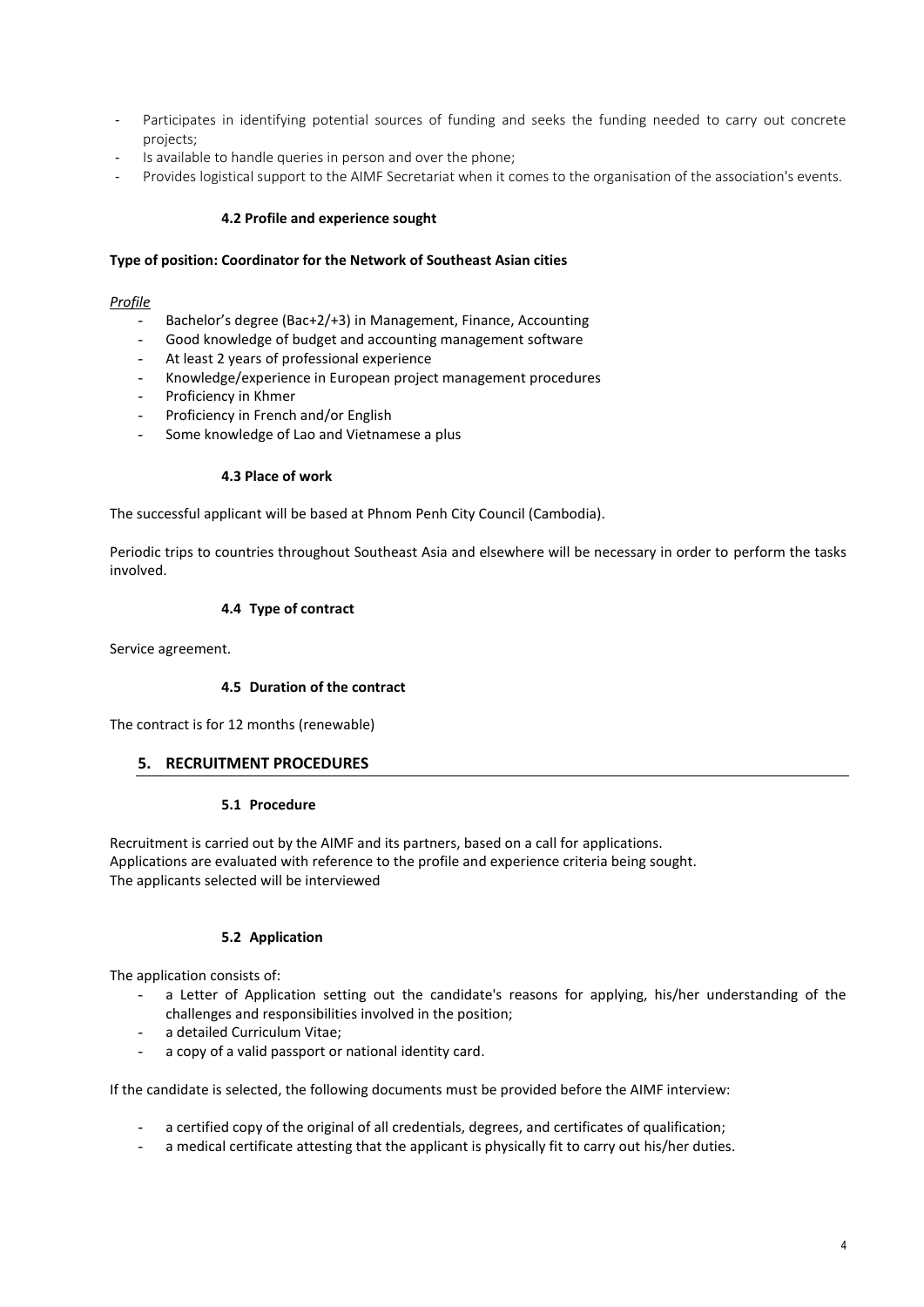- Participates in identifying potential sources of funding and seeks the funding needed to carry out concrete projects;
- Is available to handle queries in person and over the phone;
- Provides logistical support to the AIMF Secretariat when it comes to the organisation of the association's events.

### 4.2 Profile and experience sought

**Type of position: Coordinator for the Network of Southeast Asian cities**

*Profile*

- Bachelor's degree (Bac+2/+3) in Management, Finance, Accounting
- Good knowledge of budget and accounting management software
- At least 2 years of professional experience
- Knowledge/experience in European project management procedures
- Proficiency in Khmer
- Proficiency in French and/or English
- Some knowledge of Lao and Vietnamese a plus

### 4.3 Place of work

The successful applicant will be based at Phnom Penh City Council (Cambodia).

Periodic trips to countries throughout Southeast Asia and elsewhere will be necessary in order to perform the tasks involved.

### 4.4 Type of contract

Service agreement.

### 4.5 Duration of the contract

The contract is for 12 months (renewable)

## 5. RECRUITMENT PROCEDURES

### 5.1 Procedure

Recruitment is carried out by the AIMF and its partners, based on a call for applications.
Applications are evaluated with reference to the profile and experience criteria being sought.
The applicants selected will be interviewed

### 5.2 Application

The application consists of:

- a Letter of Application setting out the candidate's reasons for applying, his/her understanding of the challenges and responsibilities involved in the position;
- a detailed Curriculum Vitae;
- a copy of a valid passport or national identity card.

If the candidate is selected, the following documents must be provided before the AIMF interview:

- a certified copy of the original of all credentials, degrees, and certificates of qualification;
- a medical certificate attesting that the applicant is physically fit to carry out his/her duties.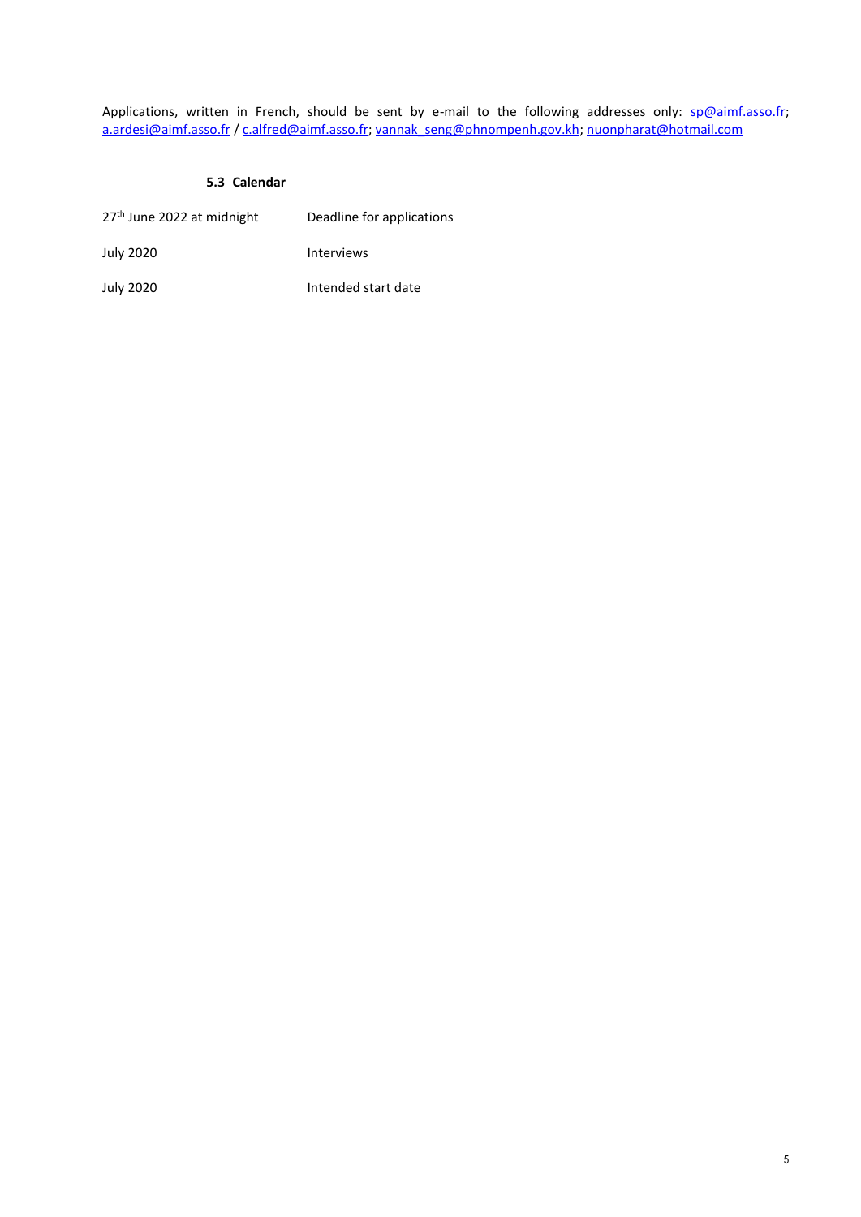Applications, written in French, should be sent by e-mail to the following addresses only: sp@aimf.asso.fr; a.ardesi@aimf.asso.fr / c.alfred@aimf.asso.fr; vannak_seng@phnompenh.gov.kh; nuonpharat@hotmail.com

### 5.3 Calendar

| | |
|---|---|
| 27th June 2022 at midnight | Deadline for applications |
| July 2020 | Interviews |
| July 2020 | Intended start date |